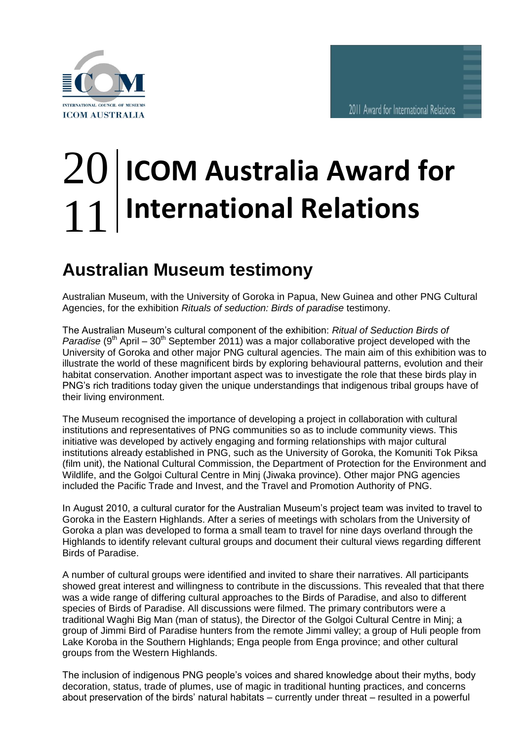# 2011 ICOM Australia Award for International Relations

## Australian Museum testimony

Australian Museum, with the University of Goroka in Papua, New Guinea and other PNG Cultural Agencies, for the exhibition *Rituals of seduction: Birds of paradise* testimony.

The Australian Museum's cultural component of the exhibition: *Ritual of Seduction Birds of Paradise* (9th April – 30th September 2011) was a major collaborative project developed with the University of Goroka and other major PNG cultural agencies. The main aim of this exhibition was to illustrate the world of these magnificent birds by exploring behavioural patterns, evolution and their habitat conservation. Another important aspect was to investigate the role that these birds play in PNG's rich traditions today given the unique understandings that indigenous tribal groups have of their living environment.

The Museum recognised the importance of developing a project in collaboration with cultural institutions and representatives of PNG communities so as to include community views. This initiative was developed by actively engaging and forming relationships with major cultural institutions already established in PNG, such as the University of Goroka, the Komuniti Tok Piksa (film unit), the National Cultural Commission, the Department of Protection for the Environment and Wildlife, and the Golgoi Cultural Centre in Minj (Jiwaka province). Other major PNG agencies included the Pacific Trade and Invest, and the Travel and Promotion Authority of PNG.

In August 2010, a cultural curator for the Australian Museum's project team was invited to travel to Goroka in the Eastern Highlands. After a series of meetings with scholars from the University of Goroka a plan was developed to forma a small team to travel for nine days overland through the Highlands to identify relevant cultural groups and document their cultural views regarding different Birds of Paradise.

A number of cultural groups were identified and invited to share their narratives. All participants showed great interest and willingness to contribute in the discussions. This revealed that that there was a wide range of differing cultural approaches to the Birds of Paradise, and also to different species of Birds of Paradise. All discussions were filmed. The primary contributors were a traditional Waghi Big Man (man of status), the Director of the Golgoi Cultural Centre in Minj; a group of Jimmi Bird of Paradise hunters from the remote Jimmi valley; a group of Huli people from Lake Koroba in the Southern Highlands; Enga people from Enga province; and other cultural groups from the Western Highlands.

The inclusion of indigenous PNG people's voices and shared knowledge about their myths, body decoration, status, trade of plumes, use of magic in traditional hunting practices, and concerns about preservation of the birds' natural habitats – currently under threat – resulted in a powerful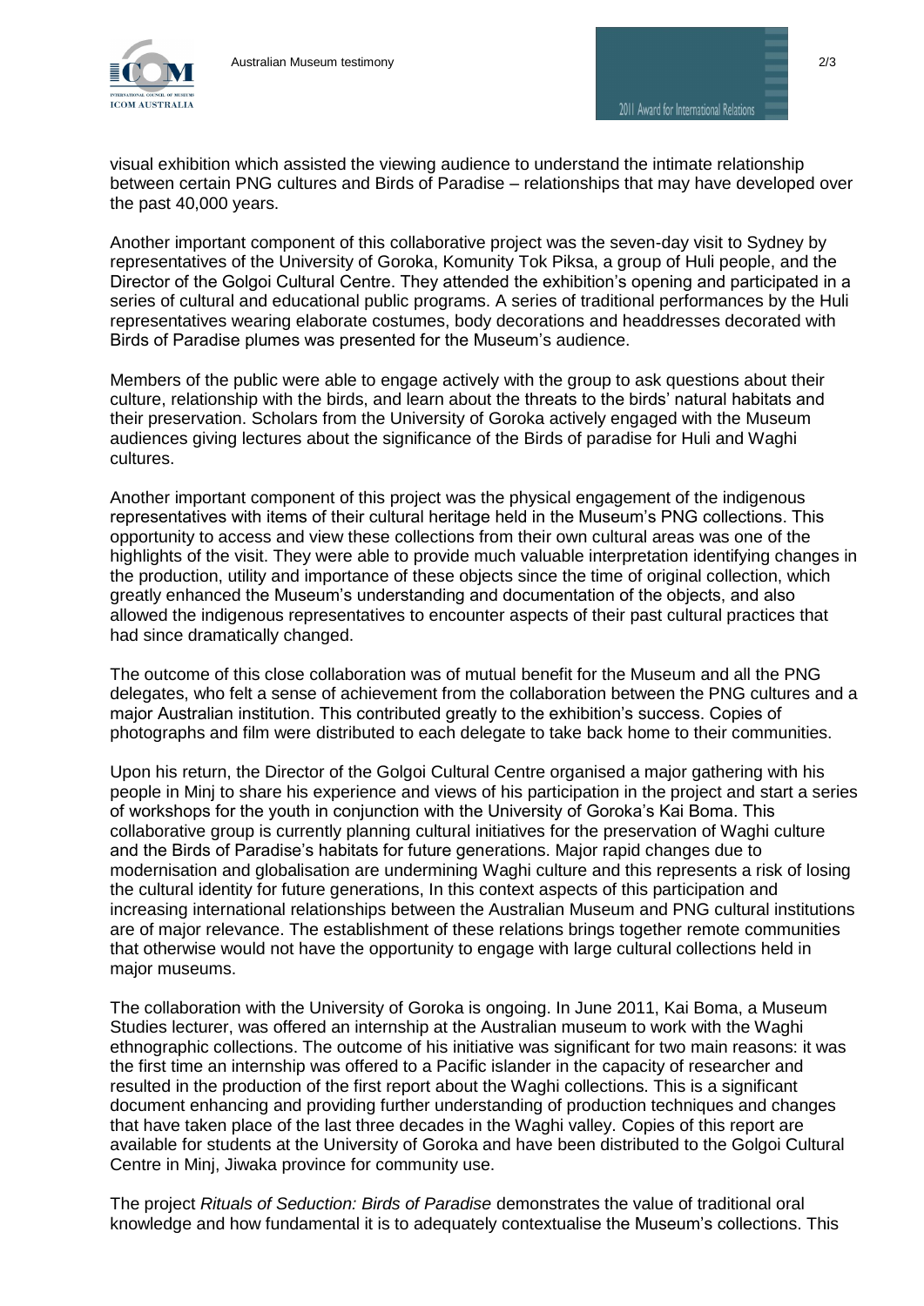visual exhibition which assisted the viewing audience to understand the intimate relationship between certain PNG cultures and Birds of Paradise – relationships that may have developed over the past 40,000 years.

Another important component of this collaborative project was the seven-day visit to Sydney by representatives of the University of Goroka, Komunity Tok Piksa, a group of Huli people, and the Director of the Golgoi Cultural Centre. They attended the exhibition's opening and participated in a series of cultural and educational public programs. A series of traditional performances by the Huli representatives wearing elaborate costumes, body decorations and headdresses decorated with Birds of Paradise plumes was presented for the Museum's audience.

Members of the public were able to engage actively with the group to ask questions about their culture, relationship with the birds, and learn about the threats to the birds' natural habitats and their preservation. Scholars from the University of Goroka actively engaged with the Museum audiences giving lectures about the significance of the Birds of paradise for Huli and Waghi cultures.

Another important component of this project was the physical engagement of the indigenous representatives with items of their cultural heritage held in the Museum's PNG collections. This opportunity to access and view these collections from their own cultural areas was one of the highlights of the visit. They were able to provide much valuable interpretation identifying changes in the production, utility and importance of these objects since the time of original collection, which greatly enhanced the Museum's understanding and documentation of the objects, and also allowed the indigenous representatives to encounter aspects of their past cultural practices that had since dramatically changed.

The outcome of this close collaboration was of mutual benefit for the Museum and all the PNG delegates, who felt a sense of achievement from the collaboration between the PNG cultures and a major Australian institution. This contributed greatly to the exhibition's success. Copies of photographs and film were distributed to each delegate to take back home to their communities.

Upon his return, the Director of the Golgoi Cultural Centre organised a major gathering with his people in Minj to share his experience and views of his participation in the project and start a series of workshops for the youth in conjunction with the University of Goroka's Kai Boma. This collaborative group is currently planning cultural initiatives for the preservation of Waghi culture and the Birds of Paradise's habitats for future generations. Major rapid changes due to modernisation and globalisation are undermining Waghi culture and this represents a risk of losing the cultural identity for future generations, In this context aspects of this participation and increasing international relationships between the Australian Museum and PNG cultural institutions are of major relevance. The establishment of these relations brings together remote communities that otherwise would not have the opportunity to engage with large cultural collections held in major museums.

The collaboration with the University of Goroka is ongoing. In June 2011, Kai Boma, a Museum Studies lecturer, was offered an internship at the Australian museum to work with the Waghi ethnographic collections. The outcome of his initiative was significant for two main reasons: it was the first time an internship was offered to a Pacific islander in the capacity of researcher and resulted in the production of the first report about the Waghi collections. This is a significant document enhancing and providing further understanding of production techniques and changes that have taken place of the last three decades in the Waghi valley. Copies of this report are available for students at the University of Goroka and have been distributed to the Golgoi Cultural Centre in Minj, Jiwaka province for community use.

The project *Rituals of Seduction: Birds of Paradise* demonstrates the value of traditional oral knowledge and how fundamental it is to adequately contextualise the Museum's collections. This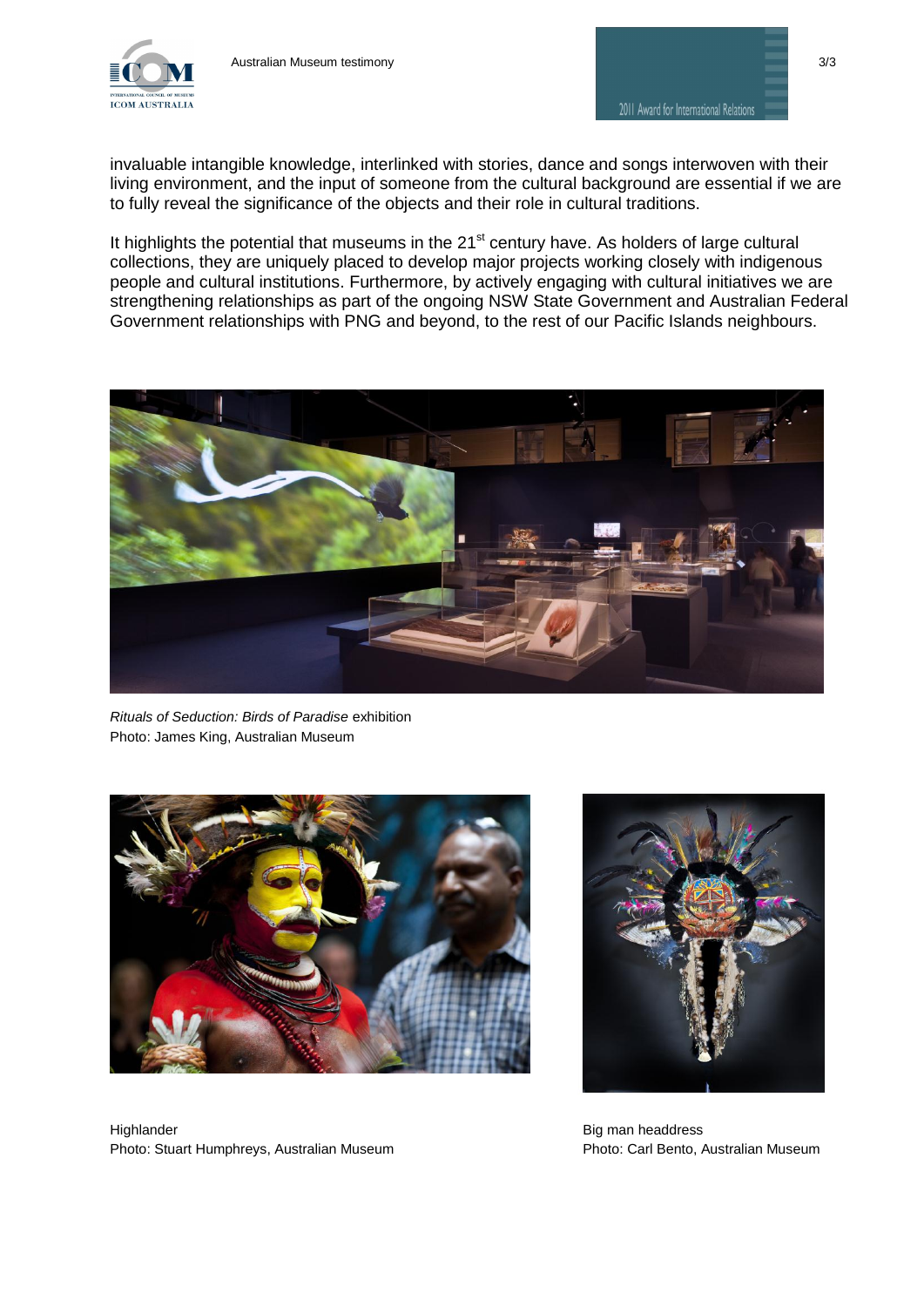invaluable intangible knowledge, interlinked with stories, dance and songs interwoven with their living environment, and the input of someone from the cultural background are essential if we are to fully reveal the significance of the objects and their role in cultural traditions.

It highlights the potential that museums in the 21st century have. As holders of large cultural collections, they are uniquely placed to develop major projects working closely with indigenous people and cultural institutions. Furthermore, by actively engaging with cultural initiatives we are strengthening relationships as part of the ongoing NSW State Government and Australian Federal Government relationships with PNG and beyond, to the rest of our Pacific Islands neighbours.

*Rituals of Seduction: Birds of Paradise* exhibition
Photo: James King, Australian Museum

Highlander
Photo: Stuart Humphreys, Australian Museum

Big man headdress
Photo: Carl Bento, Australian Museum